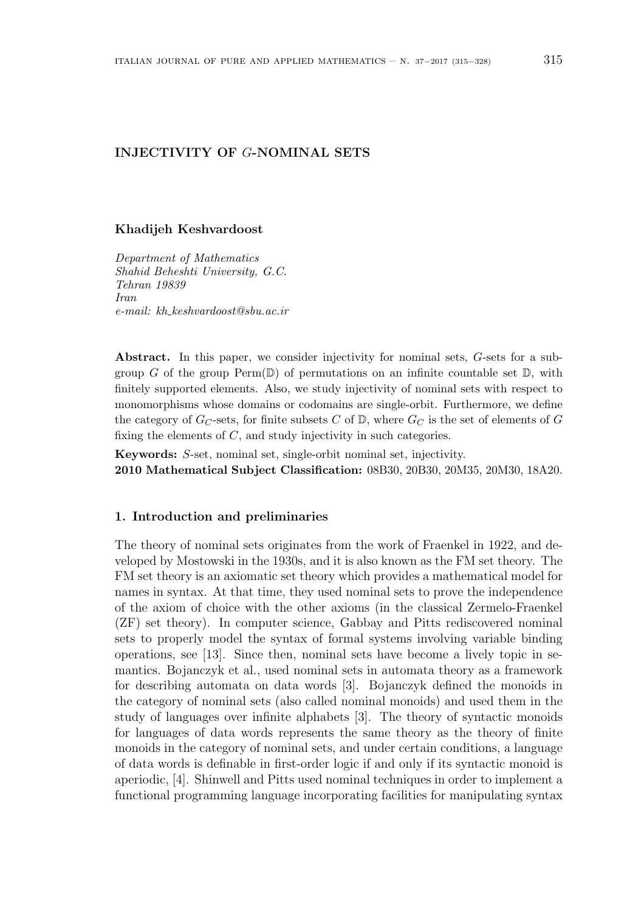# INJECTIVITY OF $G$-NOMINAL SETS

**Khadijeh Keshvardoost**

*Department of Mathematics*
*Shahid Beheshti University, G.C.*
*Tehran 19839*
*Iran*
*e-mail: kh_keshvardoost@sbu.ac.ir*

**Abstract.** In this paper, we consider injectivity for nominal sets, $G$-sets for a subgroup $G$ of the group $\mathrm{Perm}(\mathbb{D})$ of permutations on an infinite countable set $\mathbb{D}$, with finitely supported elements. Also, we study injectivity of nominal sets with respect to monomorphisms whose domains or codomains are single-orbit. Furthermore, we define the category of $G_C$-sets, for finite subsets $C$ of $\mathbb{D}$, where $G_C$ is the set of elements of $G$ fixing the elements of $C$, and study injectivity in such categories.

**Keywords:** $S$-set, nominal set, single-orbit nominal set, injectivity.

**2010 Mathematical Subject Classification:** 08B30, 20B30, 20M35, 20M30, 18A20.

## 1. Introduction and preliminaries

The theory of nominal sets originates from the work of Fraenkel in 1922, and developed by Mostowski in the 1930s, and it is also known as the FM set theory. The FM set theory is an axiomatic set theory which provides a mathematical model for names in syntax. At that time, they used nominal sets to prove the independence of the axiom of choice with the other axioms (in the classical Zermelo-Fraenkel (ZF) set theory). In computer science, Gabbay and Pitts rediscovered nominal sets to properly model the syntax of formal systems involving variable binding operations, see [13]. Since then, nominal sets have become a lively topic in semantics. Bojanczyk et al., used nominal sets in automata theory as a framework for describing automata on data words [3]. Bojanczyk defined the monoids in the category of nominal sets (also called nominal monoids) and used them in the study of languages over infinite alphabets [3]. The theory of syntactic monoids for languages of data words represents the same theory as the theory of finite monoids in the category of nominal sets, and under certain conditions, a language of data words is definable in first-order logic if and only if its syntactic monoid is aperiodic, [4]. Shinwell and Pitts used nominal techniques in order to implement a functional programming language incorporating facilities for manipulating syntax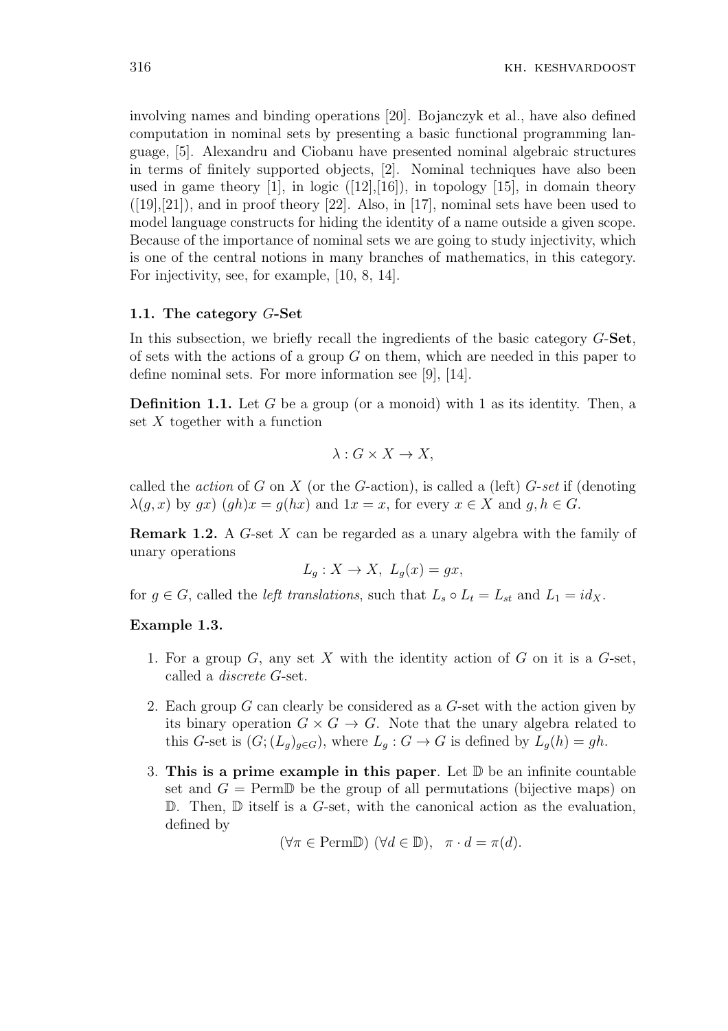involving names and binding operations [20]. Bojanczyk et al., have also defined computation in nominal sets by presenting a basic functional programming language, [5]. Alexandru and Ciobanu have presented nominal algebraic structures in terms of finitely supported objects, [2]. Nominal techniques have also been used in game theory [1], in logic ([12],[16]), in topology [15], in domain theory ([19],[21]), and in proof theory [22]. Also, in [17], nominal sets have been used to model language constructs for hiding the identity of a name outside a given scope. Because of the importance of nominal sets we are going to study injectivity, which is one of the central notions in many branches of mathematics, in this category. For injectivity, see, for example, [10, 8, 14].

### 1.1. The category $G$-Set

In this subsection, we briefly recall the ingredients of the basic category $G$-**Set**, of sets with the actions of a group $G$ on them, which are needed in this paper to define nominal sets. For more information see [9], [14].

**Definition 1.1.** Let $G$ be a group (or a monoid) with 1 as its identity. Then, a set $X$ together with a function

$$\lambda : G \times X \to X,$$

called the *action* of $G$ on $X$ (or the $G$-action), is called a (left) *$G$-set* if (denoting $\lambda(g, x)$ by $gx$) $(gh)x = g(hx)$ and $1x = x$, for every $x \in X$ and $g, h \in G$.

**Remark 1.2.** A $G$-set $X$ can be regarded as a unary algebra with the family of unary operations

$$L_g : X \to X, \; L_g(x) = gx,$$

for $g \in G$, called the *left translations*, such that $L_s \circ L_t = L_{st}$ and $L_1 = id_X$.

**Example 1.3.**

1. For a group $G$, any set $X$ with the identity action of $G$ on it is a $G$-set, called a *discrete* $G$-set.
2. Each group $G$ can clearly be considered as a $G$-set with the action given by its binary operation $G \times G \to G$. Note that the unary algebra related to this $G$-set is $(G; (L_g)_{g \in G})$, where $L_g : G \to G$ is defined by $L_g(h) = gh$.
3. **This is a prime example in this paper**. Let $\mathbb{D}$ be an infinite countable set and $G = \text{Perm}\mathbb{D}$ be the group of all permutations (bijective maps) on $\mathbb{D}$. Then, $\mathbb{D}$ itself is a $G$-set, with the canonical action as the evaluation, defined by

$$(\forall \pi \in \text{Perm}\mathbb{D}) \; (\forall d \in \mathbb{D}), \quad \pi \cdot d = \pi(d).$$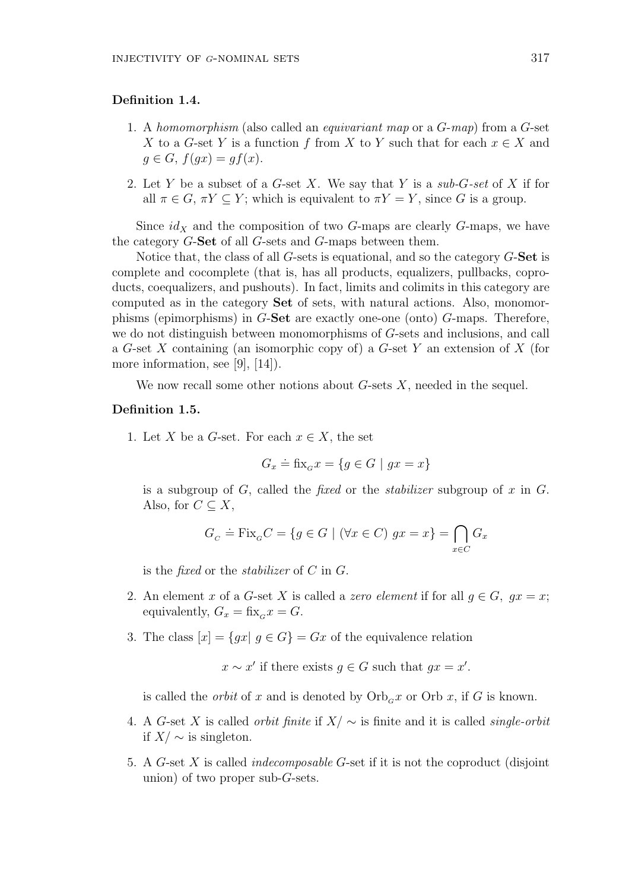**Definition 1.4.**

1. A *homomorphism* (also called an *equivariant map* or a *G-map*) from a $G$-set $X$ to a $G$-set $Y$ is a function $f$ from $X$ to $Y$ such that for each $x \in X$ and $g \in G$, $f(gx) = gf(x)$.

2. Let $Y$ be a subset of a $G$-set $X$. We say that $Y$ is a *sub-G-set* of $X$ if for all $\pi \in G$, $\pi Y \subseteq Y$; which is equivalent to $\pi Y = Y$, since $G$ is a group.

Since $id_X$ and the composition of two $G$-maps are clearly $G$-maps, we have the category $G$-**Set** of all $G$-sets and $G$-maps between them.

Notice that, the class of all $G$-sets is equational, and so the category $G$-**Set** is complete and cocomplete (that is, has all products, equalizers, pullbacks, coproducts, coequalizers, and pushouts). In fact, limits and colimits in this category are computed as in the category **Set** of sets, with natural actions. Also, monomorphisms (epimorphisms) in $G$-**Set** are exactly one-one (onto) $G$-maps. Therefore, we do not distinguish between monomorphisms of $G$-sets and inclusions, and call a $G$-set $X$ containing (an isomorphic copy of) a $G$-set $Y$ an extension of $X$ (for more information, see [9], [14]).

We now recall some other notions about $G$-sets $X$, needed in the sequel.

**Definition 1.5.**

1. Let $X$ be a $G$-set. For each $x \in X$, the set

$$G_x \doteq \mathrm{fix}_G x = \{g \in G \mid gx = x\}$$

is a subgroup of $G$, called the *fixed* or the *stabilizer* subgroup of $x$ in $G$. Also, for $C \subseteq X$,

$$G_C \doteq \mathrm{Fix}_G C = \{g \in G \mid (\forall x \in C)\ gx = x\} = \bigcap_{x \in C} G_x$$

is the *fixed* or the *stabilizer* of $C$ in $G$.

2. An element $x$ of a $G$-set $X$ is called a *zero element* if for all $g \in G$, $gx = x$; equivalently, $G_x = \mathrm{fix}_G x = G$.

3. The class $[x] = \{gx \mid g \in G\} = Gx$ of the equivalence relation

$$x \sim x' \text{ if there exists } g \in G \text{ such that } gx = x'.$$

is called the *orbit* of $x$ and is denoted by $\mathrm{Orb}_G x$ or $\mathrm{Orb}\ x$, if $G$ is known.

4. A $G$-set $X$ is called *orbit finite* if $X/\sim$ is finite and it is called *single-orbit* if $X/\sim$ is singleton.

5. A $G$-set $X$ is called *indecomposable* $G$-set if it is not the coproduct (disjoint union) of two proper sub-$G$-sets.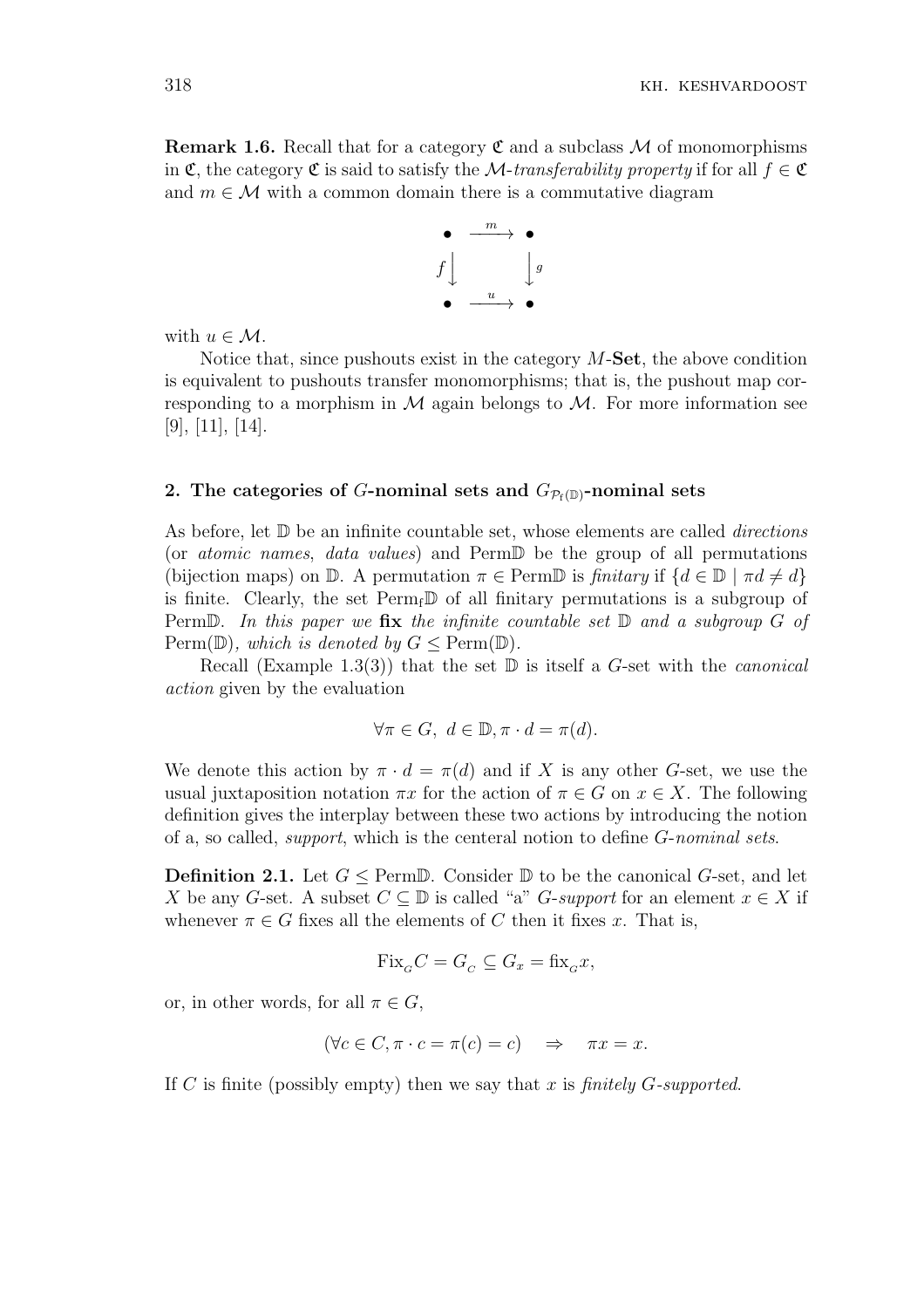**Remark 1.6.** Recall that for a category $\mathfrak{C}$ and a subclass $\mathcal{M}$ of monomorphisms in $\mathfrak{C}$, the category $\mathfrak{C}$ is said to satisfy the $\mathcal{M}$-*transferability property* if for all $f \in \mathfrak{C}$ and $m \in \mathcal{M}$ with a common domain there is a commutative diagram

$$\begin{array}{ccc} \bullet & \xrightarrow{m} & \bullet \\ f\big\downarrow & & \big\downarrow g \\ \bullet & \xrightarrow{u} & \bullet \end{array}$$

with $u \in \mathcal{M}$.

Notice that, since pushouts exist in the category $M$-**Set**, the above condition is equivalent to pushouts transfer monomorphisms; that is, the pushout map corresponding to a morphism in $\mathcal{M}$ again belongs to $\mathcal{M}$. For more information see [9], [11], [14].

## 2. The categories of $G$-nominal sets and $G_{\mathcal{P}_f(\mathbb{D})}$-nominal sets

As before, let $\mathbb{D}$ be an infinite countable set, whose elements are called *directions* (or *atomic names*, *data values*) and Perm$\mathbb{D}$ be the group of all permutations (bijection maps) on $\mathbb{D}$. A permutation $\pi \in \text{Perm}\mathbb{D}$ is *finitary* if $\{d \in \mathbb{D} \mid \pi d \neq d\}$ is finite. Clearly, the set $\text{Perm}_f\mathbb{D}$ of all finitary permutations is a subgroup of Perm$\mathbb{D}$. *In this paper we* **fix** *the infinite countable set* $\mathbb{D}$ *and a subgroup* $G$ *of* Perm$(\mathbb{D})$*, which is denoted by* $G \leq \text{Perm}(\mathbb{D})$.

Recall (Example 1.3(3)) that the set $\mathbb{D}$ is itself a $G$-set with the *canonical action* given by the evaluation

$$\forall \pi \in G,\ d \in \mathbb{D}, \pi \cdot d = \pi(d).$$

We denote this action by $\pi \cdot d = \pi(d)$ and if $X$ is any other $G$-set, we use the usual juxtaposition notation $\pi x$ for the action of $\pi \in G$ on $x \in X$. The following definition gives the interplay between these two actions by introducing the notion of a, so called, *support*, which is the centeral notion to define $G$-*nominal sets*.

**Definition 2.1.** Let $G \leq \text{Perm}\mathbb{D}$. Consider $\mathbb{D}$ to be the canonical $G$-set, and let $X$ be any $G$-set. A subset $C \subseteq \mathbb{D}$ is called "a" $G$-*support* for an element $x \in X$ if whenever $\pi \in G$ fixes all the elements of $C$ then it fixes $x$. That is,

$$\text{Fix}_G C = G_C \subseteq G_x = \text{fix}_G x,$$

or, in other words, for all $\pi \in G$,

$$(\forall c \in C, \pi \cdot c = \pi(c) = c) \quad \Rightarrow \quad \pi x = x.$$

If $C$ is finite (possibly empty) then we say that $x$ is *finitely* $G$-*supported*.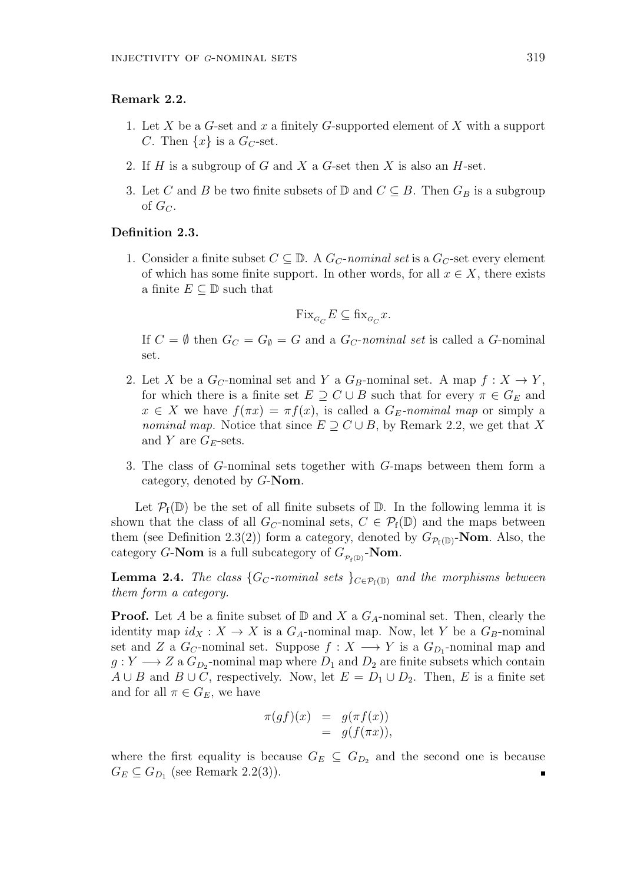**Remark 2.2.**

1. Let $X$ be a $G$-set and $x$ a finitely $G$-supported element of $X$ with a support $C$. Then $\{x\}$ is a $G_C$-set.
2. If $H$ is a subgroup of $G$ and $X$ a $G$-set then $X$ is also an $H$-set.
3. Let $C$ and $B$ be two finite subsets of $\mathbb{D}$ and $C \subseteq B$. Then $G_B$ is a subgroup of $G_C$.

**Definition 2.3.**

1. Consider a finite subset $C \subseteq \mathbb{D}$. A $G_C$-*nominal set* is a $G_C$-set every element of which has some finite support. In other words, for all $x \in X$, there exists a finite $E \subseteq \mathbb{D}$ such that

$$\mathrm{Fix}_{G_C} E \subseteq \mathrm{fix}_{G_C} x.$$

If $C = \emptyset$ then $G_C = G_\emptyset = G$ and a $G_C$-*nominal set* is called a $G$-nominal set.

2. Let $X$ be a $G_C$-nominal set and $Y$ a $G_B$-nominal set. A map $f : X \to Y$, for which there is a finite set $E \supseteq C \cup B$ such that for every $\pi \in G_E$ and $x \in X$ we have $f(\pi x) = \pi f(x)$, is called a $G_E$-*nominal map* or simply a *nominal map*. Notice that since $E \supseteq C \cup B$, by Remark 2.2, we get that $X$ and $Y$ are $G_E$-sets.

3. The class of $G$-nominal sets together with $G$-maps between them form a category, denoted by $G$-**Nom**.

Let $\mathcal{P}_{\mathrm{f}}(\mathbb{D})$ be the set of all finite subsets of $\mathbb{D}$. In the following lemma it is shown that the class of all $G_C$-nominal sets, $C \in \mathcal{P}_{\mathrm{f}}(\mathbb{D})$ and the maps between them (see Definition 2.3(2)) form a category, denoted by $G_{\mathcal{P}_{\mathrm{f}}(\mathbb{D})}$-**Nom**. Also, the category $G$-**Nom** is a full subcategory of $G_{\mathcal{P}_{\mathrm{f}}(\mathbb{D})}$-**Nom**.

**Lemma 2.4.** *The class* $\{G_C$*-nominal sets* $\}_{C \in \mathcal{P}_{\mathrm{f}}(\mathbb{D})}$ *and the morphisms between them form a category.*

**Proof.** Let $A$ be a finite subset of $\mathbb{D}$ and $X$ a $G_A$-nominal set. Then, clearly the identity map $id_X : X \to X$ is a $G_A$-nominal map. Now, let $Y$ be a $G_B$-nominal set and $Z$ a $G_C$-nominal set. Suppose $f : X \longrightarrow Y$ is a $G_{D_1}$-nominal map and $g : Y \longrightarrow Z$ a $G_{D_2}$-nominal map where $D_1$ and $D_2$ are finite subsets which contain $A \cup B$ and $B \cup C$, respectively. Now, let $E = D_1 \cup D_2$. Then, $E$ is a finite set and for all $\pi \in G_E$, we have

$$\begin{aligned} \pi(gf)(x) &= g(\pi f(x)) \\ &= g(f(\pi x)), \end{aligned}$$

where the first equality is because $G_E \subseteq G_{D_2}$ and the second one is because $G_E \subseteq G_{D_1}$ (see Remark 2.2(3)). ∎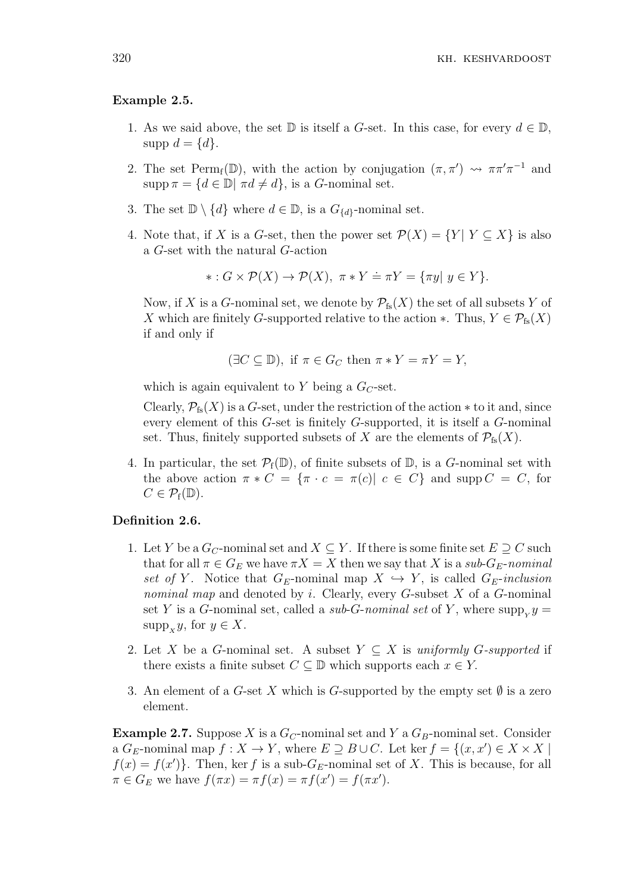**Example 2.5.**

1. As we said above, the set $\mathbb{D}$ is itself a $G$-set. In this case, for every $d \in \mathbb{D}$, $\operatorname{supp} d = \{d\}$.
2. The set $\mathrm{Perm}_{\mathrm{f}}(\mathbb{D})$, with the action by conjugation $(\pi, \pi') \rightsquigarrow \pi\pi'\pi^{-1}$ and $\operatorname{supp} \pi = \{d \in \mathbb{D} | \ \pi d \neq d\}$, is a $G$-nominal set.
3. The set $\mathbb{D} \setminus \{d\}$ where $d \in \mathbb{D}$, is a $G_{\{d\}}$-nominal set.
4. Note that, if $X$ is a $G$-set, then the power set $\mathcal{P}(X) = \{Y | \ Y \subseteq X\}$ is also a $G$-set with the natural $G$-action

$$* : G \times \mathcal{P}(X) \to \mathcal{P}(X), \ \pi * Y \doteq \pi Y = \{\pi y | \ y \in Y\}.$$

Now, if $X$ is a $G$-nominal set, we denote by $\mathcal{P}_{\mathrm{fs}}(X)$ the set of all subsets $Y$ of $X$ which are finitely $G$-supported relative to the action $*$. Thus, $Y \in \mathcal{P}_{\mathrm{fs}}(X)$ if and only if

$$(\exists C \subseteq \mathbb{D}), \ \text{if } \pi \in G_C \text{ then } \pi * Y = \pi Y = Y,$$

which is again equivalent to $Y$ being a $G_C$-set.

Clearly, $\mathcal{P}_{\mathrm{fs}}(X)$ is a $G$-set, under the restriction of the action $*$ to it and, since every element of this $G$-set is finitely $G$-supported, it is itself a $G$-nominal set. Thus, finitely supported subsets of $X$ are the elements of $\mathcal{P}_{\mathrm{fs}}(X)$.

4. In particular, the set $\mathcal{P}_{\mathrm{f}}(\mathbb{D})$, of finite subsets of $\mathbb{D}$, is a $G$-nominal set with the above action $\pi * C = \{\pi \cdot c = \pi(c) | \ c \in C\}$ and $\operatorname{supp} C = C$, for $C \in \mathcal{P}_{\mathrm{f}}(\mathbb{D})$.

**Definition 2.6.**

1. Let $Y$ be a $G_C$-nominal set and $X \subseteq Y$. If there is some finite set $E \supseteq C$ such that for all $\pi \in G_E$ we have $\pi X = X$ then we say that $X$ is a *sub-$G_E$-nominal set of* $Y$. Notice that $G_E$-nominal map $X \hookrightarrow Y$, is called *$G_E$-inclusion nominal map* and denoted by $i$. Clearly, every $G$-subset $X$ of a $G$-nominal set $Y$ is a $G$-nominal set, called a *sub-$G$-nominal set* of $Y$, where $\operatorname{supp}_Y y = \operatorname{supp}_X y$, for $y \in X$.
2. Let $X$ be a $G$-nominal set. A subset $Y \subseteq X$ is *uniformly $G$-supported* if there exists a finite subset $C \subseteq \mathbb{D}$ which supports each $x \in Y$.
3. An element of a $G$-set $X$ which is $G$-supported by the empty set $\emptyset$ is a zero element.

**Example 2.7.** Suppose $X$ is a $G_C$-nominal set and $Y$ a $G_B$-nominal set. Consider a $G_E$-nominal map $f : X \to Y$, where $E \supseteq B \cup C$. Let $\ker f = \{(x, x') \in X \times X \mid f(x) = f(x')\}$. Then, $\ker f$ is a sub-$G_E$-nominal set of $X$. This is because, for all $\pi \in G_E$ we have $f(\pi x) = \pi f(x) = \pi f(x') = f(\pi x')$.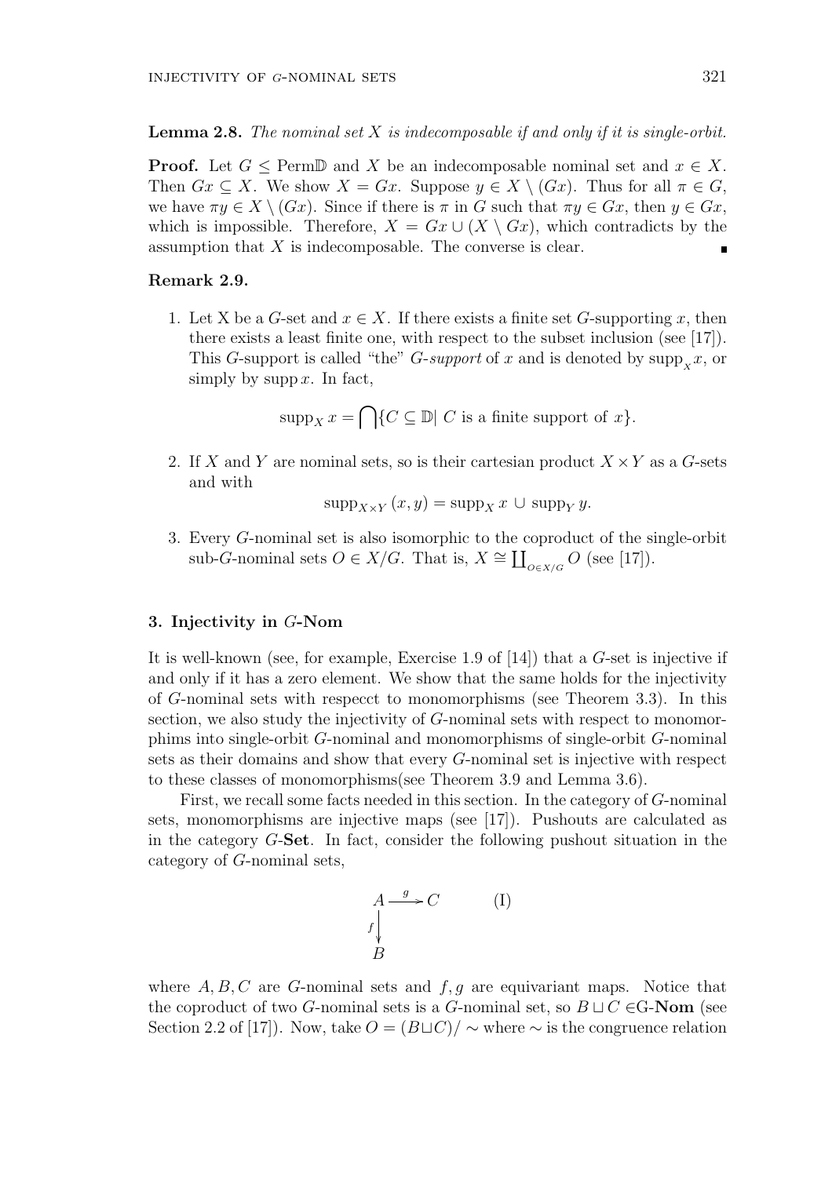**Lemma 2.8.** *The nominal set $X$ is indecomposable if and only if it is single-orbit.*

**Proof.** Let $G \leq \mathrm{Perm}\mathbb{D}$ and $X$ be an indecomposable nominal set and $x \in X$. Then $Gx \subseteq X$. We show $X = Gx$. Suppose $y \in X \setminus (Gx)$. Thus for all $\pi \in G$, we have $\pi y \in X \setminus (Gx)$. Since if there is $\pi$ in $G$ such that $\pi y \in Gx$, then $y \in Gx$, which is impossible. Therefore, $X = Gx \cup (X \setminus Gx)$, which contradicts by the assumption that $X$ is indecomposable. The converse is clear. ∎

**Remark 2.9.**

1. Let X be a $G$-set and $x \in X$. If there exists a finite set $G$-supporting $x$, then there exists a least finite one, with respect to the subset inclusion (see [17]). This $G$-support is called "the" *$G$-support* of $x$ and is denoted by $\mathrm{supp}_X x$, or simply by $\mathrm{supp}\, x$. In fact,

$$\mathrm{supp}_X\, x = \bigcap \{C \subseteq \mathbb{D} |\ C \text{ is a finite support of } x\}.$$

2. If $X$ and $Y$ are nominal sets, so is their cartesian product $X \times Y$ as a $G$-sets and with

$$\mathrm{supp}_{X\times Y}\,(x, y) = \mathrm{supp}_X\, x \cup \mathrm{supp}_Y\, y.$$

3. Every $G$-nominal set is also isomorphic to the coproduct of the single-orbit sub-$G$-nominal sets $O \in X/G$. That is, $X \cong \coprod_{O\in X/G} O$ (see [17]).

## 3. Injectivity in $G$-Nom

It is well-known (see, for example, Exercise 1.9 of [14]) that a $G$-set is injective if and only if it has a zero element. We show that the same holds for the injectivity of $G$-nominal sets with respecct to monomorphisms (see Theorem 3.3). In this section, we also study the injectivity of $G$-nominal sets with respect to monomorphims into single-orbit $G$-nominal and monomorphisms of single-orbit $G$-nominal sets as their domains and show that every $G$-nominal set is injective with respect to these classes of monomorphisms(see Theorem 3.9 and Lemma 3.6).

First, we recall some facts needed in this section. In the category of $G$-nominal sets, monomorphisms are injective maps (see [17]). Pushouts are calculated as in the category $G$-**Set**. In fact, consider the following pushout situation in the category of $G$-nominal sets,

$$\begin{array}{ccc} A & \xrightarrow{g} & C \\ {\scriptstyle f}\downarrow & & \\ B & & \end{array} \qquad \text{(I)}$$

where $A, B, C$ are $G$-nominal sets and $f, g$ are equivariant maps. Notice that the coproduct of two $G$-nominal sets is a $G$-nominal set, so $B \sqcup C \in$G-**Nom** (see Section 2.2 of [17]). Now, take $O = (B \sqcup C)/\sim$ where $\sim$ is the congruence relation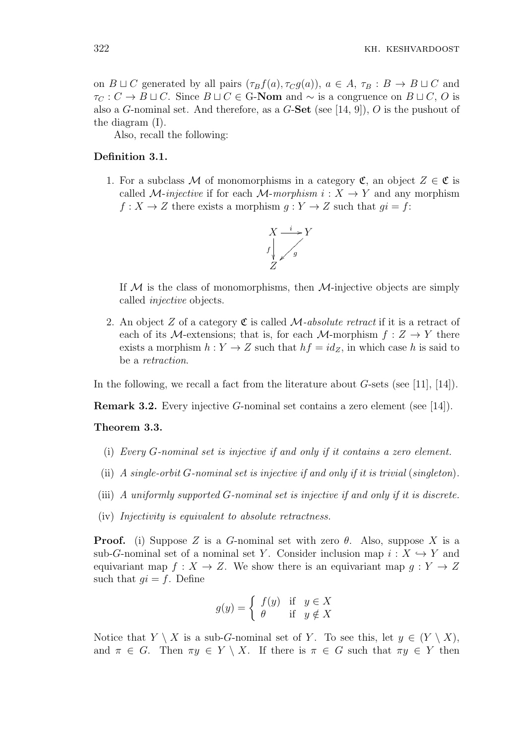on $B \sqcup C$ generated by all pairs $(\tau_B f(a), \tau_C g(a))$, $a \in A$, $\tau_B : B \to B \sqcup C$ and $\tau_C : C \to B \sqcup C$. Since $B \sqcup C \in$ G-**Nom** and $\sim$ is a congruence on $B \sqcup C$, $O$ is also a $G$-nominal set. And therefore, as a $G$-**Set** (see [14, 9]), $O$ is the pushout of the diagram (I).

Also, recall the following:

**Definition 3.1.**

1. For a subclass $\mathcal{M}$ of monomorphisms in a category $\mathfrak{C}$, an object $Z \in \mathfrak{C}$ is called $\mathcal{M}$-*injective* if for each $\mathcal{M}$-*morphism* $i : X \to Y$ and any morphism $f : X \to Z$ there exists a morphism $g : Y \to Z$ such that $gi = f$:

$$\begin{array}{ccc} X & \xrightarrow{i} & Y \\ {\scriptstyle f}\downarrow & \swarrow {\scriptstyle g} & \\ Z & & \end{array}$$

   If $\mathcal{M}$ is the class of monomorphisms, then $\mathcal{M}$-injective objects are simply called *injective* objects.

2. An object $Z$ of a category $\mathfrak{C}$ is called $\mathcal{M}$-*absolute retract* if it is a retract of each of its $\mathcal{M}$-extensions; that is, for each $\mathcal{M}$-morphism $f : Z \to Y$ there exists a morphism $h : Y \to Z$ such that $hf = id_Z$, in which case $h$ is said to be a *retraction*.

In the following, we recall a fact from the literature about $G$-sets (see [11], [14]).

**Remark 3.2.** Every injective $G$-nominal set contains a zero element (see [14]).

**Theorem 3.3.**

(i) *Every $G$-nominal set is injective if and only if it contains a zero element.*

(ii) *A single-orbit $G$-nominal set is injective if and only if it is trivial (singleton).*

(iii) *A uniformly supported $G$-nominal set is injective if and only if it is discrete.*

(iv) *Injectivity is equivalent to absolute retractness.*

**Proof.** (i) Suppose $Z$ is a $G$-nominal set with zero $\theta$. Also, suppose $X$ is a sub-$G$-nominal set of a nominal set $Y$. Consider inclusion map $i : X \hookrightarrow Y$ and equivariant map $f : X \to Z$. We show there is an equivariant map $g : Y \to Z$ such that $gi = f$. Define

$$g(y) = \begin{cases} f(y) & \text{if} \quad y \in X \\ \theta & \text{if} \quad y \notin X \end{cases}$$

Notice that $Y \setminus X$ is a sub-$G$-nominal set of $Y$. To see this, let $y \in (Y \setminus X)$, and $\pi \in G$. Then $\pi y \in Y \setminus X$. If there is $\pi \in G$ such that $\pi y \in Y$ then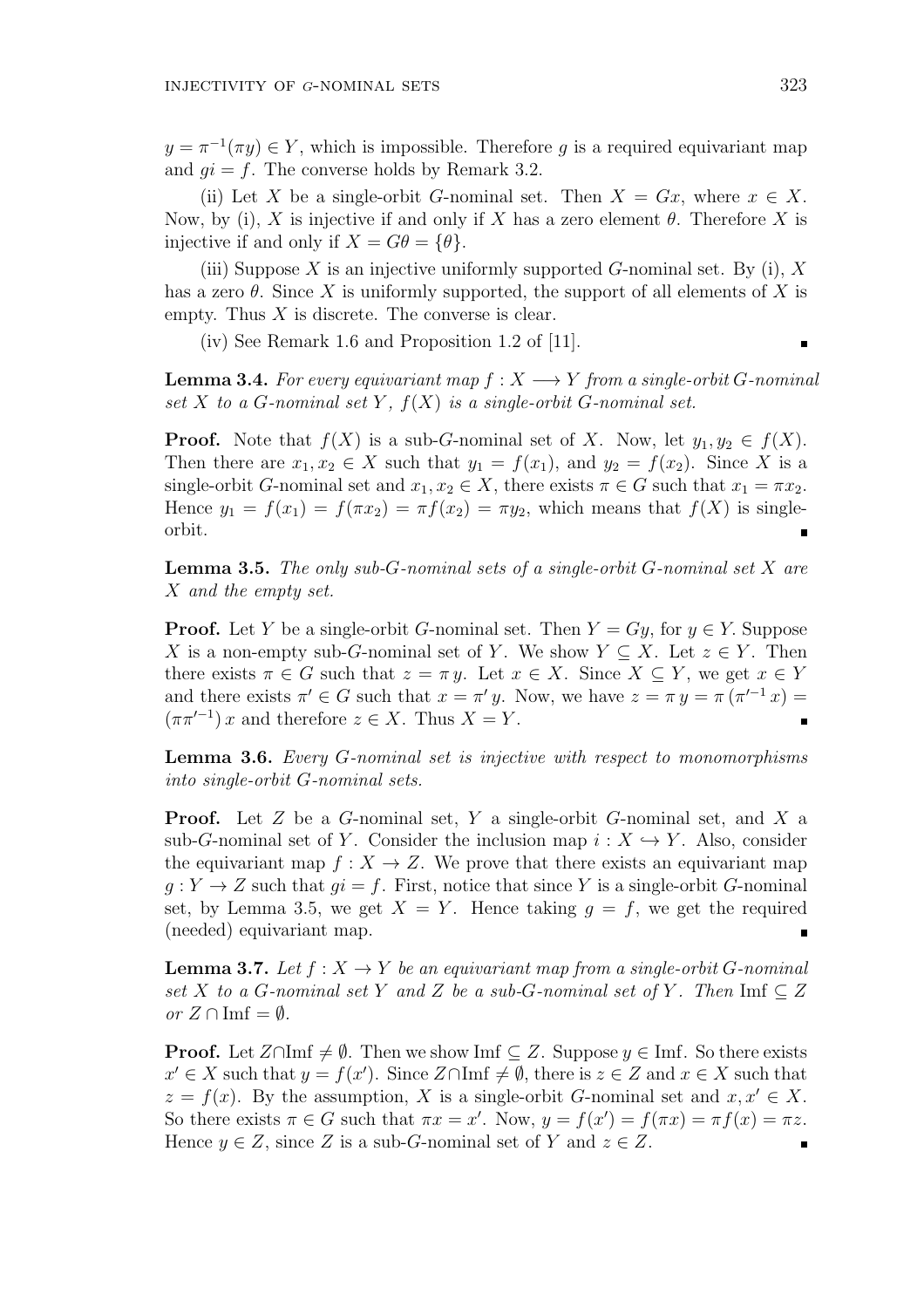$y = \pi^{-1}(\pi y) \in Y$, which is impossible. Therefore $g$ is a required equivariant map and $gi = f$. The converse holds by Remark 3.2.

(ii) Let $X$ be a single-orbit $G$-nominal set. Then $X = Gx$, where $x \in X$. Now, by (i), $X$ is injective if and only if $X$ has a zero element $\theta$. Therefore $X$ is injective if and only if $X = G\theta = \{\theta\}$.

(iii) Suppose $X$ is an injective uniformly supported $G$-nominal set. By (i), $X$ has a zero $\theta$. Since $X$ is uniformly supported, the support of all elements of $X$ is empty. Thus $X$ is discrete. The converse is clear.

(iv) See Remark 1.6 and Proposition 1.2 of [11]. ∎

**Lemma 3.4.** *For every equivariant map $f : X \longrightarrow Y$ from a single-orbit $G$-nominal set $X$ to a $G$-nominal set $Y$, $f(X)$ is a single-orbit $G$-nominal set.*

**Proof.** Note that $f(X)$ is a sub-$G$-nominal set of $X$. Now, let $y_1, y_2 \in f(X)$. Then there are $x_1, x_2 \in X$ such that $y_1 = f(x_1)$, and $y_2 = f(x_2)$. Since $X$ is a single-orbit $G$-nominal set and $x_1, x_2 \in X$, there exists $\pi \in G$ such that $x_1 = \pi x_2$. Hence $y_1 = f(x_1) = f(\pi x_2) = \pi f(x_2) = \pi y_2$, which means that $f(X)$ is single-orbit. ∎

**Lemma 3.5.** *The only sub-$G$-nominal sets of a single-orbit $G$-nominal set $X$ are $X$ and the empty set.*

**Proof.** Let $Y$ be a single-orbit $G$-nominal set. Then $Y = Gy$, for $y \in Y$. Suppose $X$ is a non-empty sub-$G$-nominal set of $Y$. We show $Y \subseteq X$. Let $z \in Y$. Then there exists $\pi \in G$ such that $z = \pi\, y$. Let $x \in X$. Since $X \subseteq Y$, we get $x \in Y$ and there exists $\pi' \in G$ such that $x = \pi'\, y$. Now, we have $z = \pi\, y = \pi\, (\pi'^{-1}\, x) = (\pi\pi'^{-1})\, x$ and therefore $z \in X$. Thus $X = Y$. ∎

**Lemma 3.6.** *Every $G$-nominal set is injective with respect to monomorphisms into single-orbit $G$-nominal sets.*

**Proof.** Let $Z$ be a $G$-nominal set, $Y$ a single-orbit $G$-nominal set, and $X$ a sub-$G$-nominal set of $Y$. Consider the inclusion map $i : X \hookrightarrow Y$. Also, consider the equivariant map $f : X \to Z$. We prove that there exists an equivariant map $g : Y \to Z$ such that $gi = f$. First, notice that since $Y$ is a single-orbit $G$-nominal set, by Lemma 3.5, we get $X = Y$. Hence taking $g = f$, we get the required (needed) equivariant map. ∎

**Lemma 3.7.** *Let $f : X \to Y$ be an equivariant map from a single-orbit $G$-nominal set $X$ to a $G$-nominal set $Y$ and $Z$ be a sub-$G$-nominal set of $Y$. Then* $\mathrm{Im} f \subseteq Z$ *or* $Z \cap \mathrm{Im} f = \emptyset$.

**Proof.** Let $Z \cap \mathrm{Im} f \neq \emptyset$. Then we show $\mathrm{Im} f \subseteq Z$. Suppose $y \in \mathrm{Im} f$. So there exists $x' \in X$ such that $y = f(x')$. Since $Z \cap \mathrm{Im} f \neq \emptyset$, there is $z \in Z$ and $x \in X$ such that $z = f(x)$. By the assumption, $X$ is a single-orbit $G$-nominal set and $x, x' \in X$. So there exists $\pi \in G$ such that $\pi x = x'$. Now, $y = f(x') = f(\pi x) = \pi f(x) = \pi z$. Hence $y \in Z$, since $Z$ is a sub-$G$-nominal set of $Y$ and $z \in Z$. ∎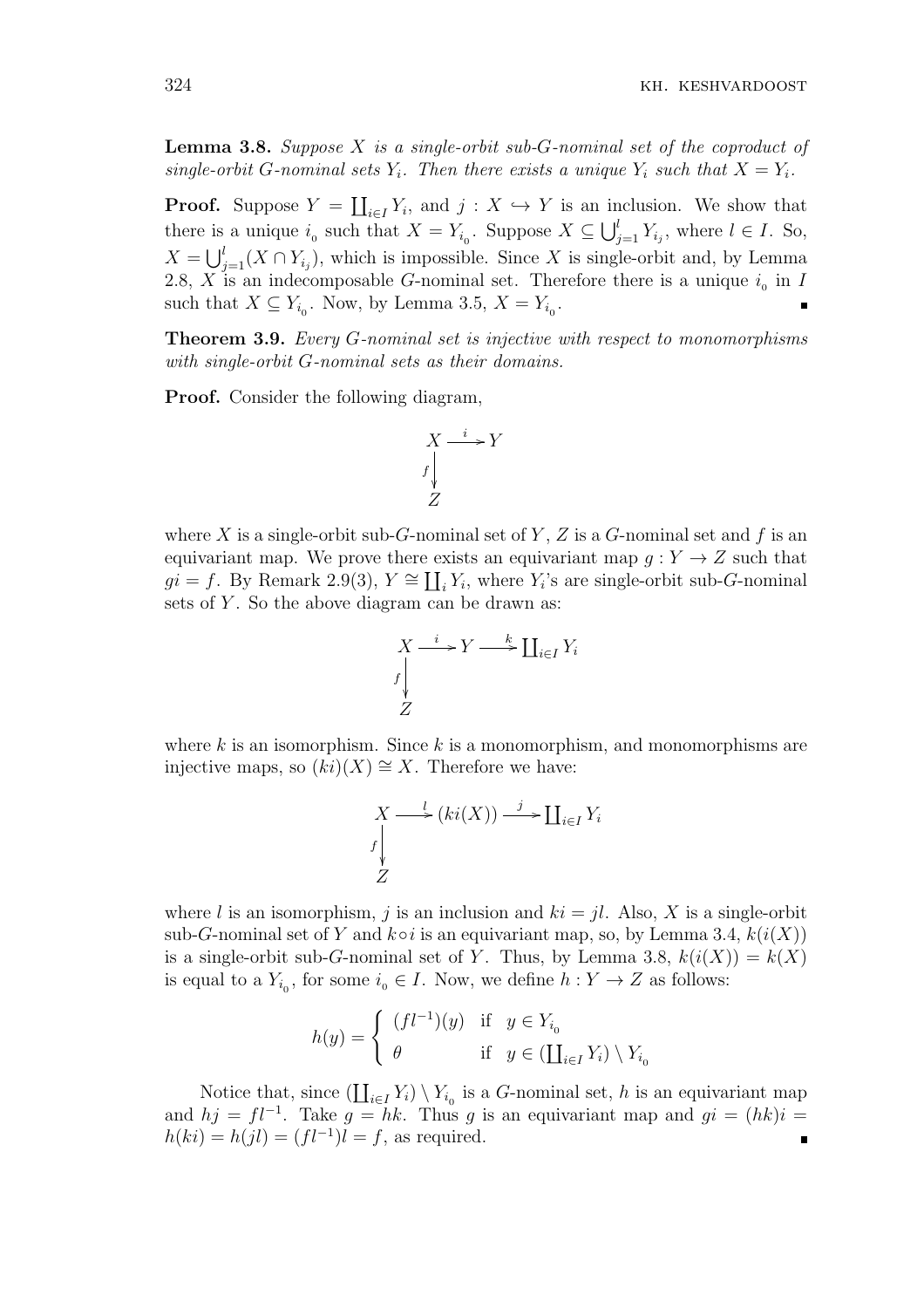**Lemma 3.8.** *Suppose $X$ is a single-orbit sub-$G$-nominal set of the coproduct of single-orbit $G$-nominal sets $Y_i$. Then there exists a unique $Y_i$ such that $X = Y_i$.*

**Proof.** Suppose $Y = \coprod_{i \in I} Y_i$, and $j : X \hookrightarrow Y$ is an inclusion. We show that there is a unique $i_0$ such that $X = Y_{i_0}$. Suppose $X \subseteq \bigcup_{j=1}^{l} Y_{i_j}$, where $l \in I$. So, $X = \bigcup_{j=1}^{l} (X \cap Y_{i_j})$, which is impossible. Since $X$ is single-orbit and, by Lemma 2.8, $X$ is an indecomposable $G$-nominal set. Therefore there is a unique $i_0$ in $I$ such that $X \subseteq Y_{i_0}$. Now, by Lemma 3.5, $X = Y_{i_0}$. ∎

**Theorem 3.9.** *Every $G$-nominal set is injective with respect to monomorphisms with single-orbit $G$-nominal sets as their domains.*

**Proof.** Consider the following diagram,

$$\begin{array}{ccc} X & \xrightarrow{\ i\ } & Y \\ {\scriptstyle f}\big\downarrow & & \\ Z & & \end{array}$$

where $X$ is a single-orbit sub-$G$-nominal set of $Y$, $Z$ is a $G$-nominal set and $f$ is an equivariant map. We prove there exists an equivariant map $g : Y \to Z$ such that $gi = f$. By Remark 2.9(3), $Y \cong \coprod_i Y_i$, where $Y_i$'s are single-orbit sub-$G$-nominal sets of $Y$. So the above diagram can be drawn as:

$$\begin{array}{ccccc} X & \xrightarrow{\ i\ } & Y & \xrightarrow{\ k\ } & \coprod_{i \in I} Y_i \\ {\scriptstyle f}\big\downarrow & & & & \\ Z & & & & \end{array}$$

where $k$ is an isomorphism. Since $k$ is a monomorphism, and monomorphisms are injective maps, so $(ki)(X) \cong X$. Therefore we have:

$$\begin{array}{ccccc} X & \xrightarrow{\ l\ } & (ki(X)) & \xrightarrow{\ j\ } & \coprod_{i \in I} Y_i \\ {\scriptstyle f}\big\downarrow & & & & \\ Z & & & & \end{array}$$

where $l$ is an isomorphism, $j$ is an inclusion and $ki = jl$. Also, $X$ is a single-orbit sub-$G$-nominal set of $Y$ and $k \circ i$ is an equivariant map, so, by Lemma 3.4, $k(i(X))$ is a single-orbit sub-$G$-nominal set of $Y$. Thus, by Lemma 3.8, $k(i(X)) = k(X)$ is equal to a $Y_{i_0}$, for some $i_0 \in I$. Now, we define $h : Y \to Z$ as follows:

$$h(y) = \begin{cases} (fl^{-1})(y) & \text{if } \ y \in Y_{i_0} \\ \theta & \text{if } \ y \in (\coprod_{i \in I} Y_i) \setminus Y_{i_0} \end{cases}$$

Notice that, since $(\coprod_{i \in I} Y_i) \setminus Y_{i_0}$ is a $G$-nominal set, $h$ is an equivariant map and $hj = fl^{-1}$. Take $g = hk$. Thus $g$ is an equivariant map and $gi = (hk)i = h(ki) = h(jl) = (fl^{-1})l = f$, as required. ∎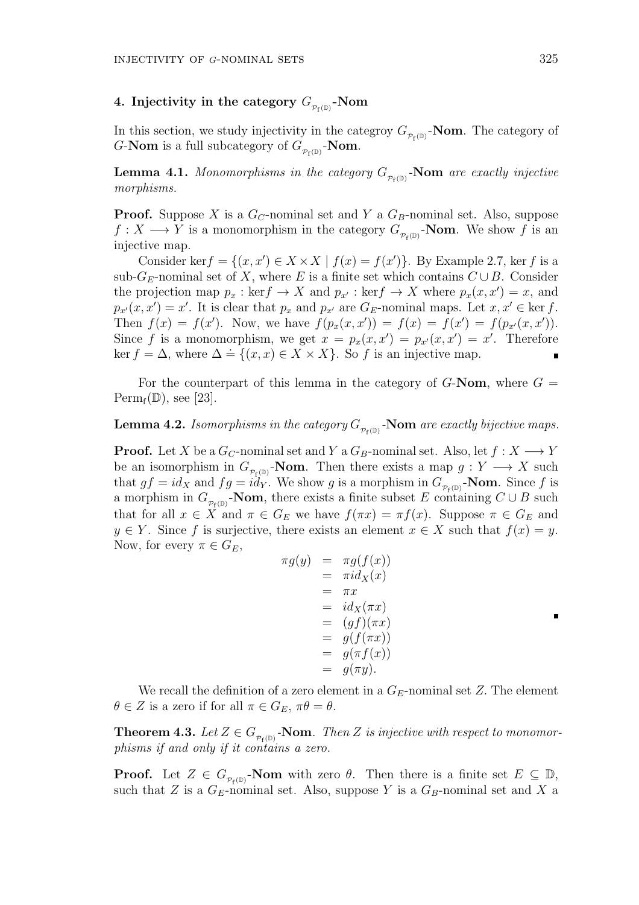## 4. Injectivity in the category $G_{\mathcal{P}_f(\mathbb{D})}$-**Nom**

In this section, we study injectivity in the categroy $G_{\mathcal{P}_f(\mathbb{D})}$-**Nom**. The category of $G$-**Nom** is a full subcategory of $G_{\mathcal{P}_f(\mathbb{D})}$-**Nom**.

**Lemma 4.1.** *Monomorphisms in the category $G_{\mathcal{P}_f(\mathbb{D})}$-**Nom** are exactly injective morphisms.*

**Proof.** Suppose $X$ is a $G_C$-nominal set and $Y$ a $G_B$-nominal set. Also, suppose $f : X \longrightarrow Y$ is a monomorphism in the category $G_{\mathcal{P}_f(\mathbb{D})}$-**Nom**. We show $f$ is an injective map.

Consider $\ker f = \{(x, x') \in X \times X \mid f(x) = f(x')\}$. By Example 2.7, $\ker f$ is a sub-$G_E$-nominal set of $X$, where $E$ is a finite set which contains $C \cup B$. Consider the projection map $p_x : \ker f \to X$ and $p_{x'} : \ker f \to X$ where $p_x(x, x') = x$, and $p_{x'}(x, x') = x'$. It is clear that $p_x$ and $p_{x'}$ are $G_E$-nominal maps. Let $x, x' \in \ker f$. Then $f(x) = f(x')$. Now, we have $f(p_x(x, x')) = f(x) = f(x') = f(p_{x'}(x, x'))$. Since $f$ is a monomorphism, we get $x = p_x(x, x') = p_{x'}(x, x') = x'$. Therefore $\ker f = \Delta$, where $\Delta \doteq \{(x, x) \in X \times X\}$. So $f$ is an injective map. ∎

For the counterpart of this lemma in the category of $G$-**Nom**, where $G = \mathrm{Perm}_f(\mathbb{D})$, see [23].

**Lemma 4.2.** *Isomorphisms in the category $G_{\mathcal{P}_f(\mathbb{D})}$-**Nom** are exactly bijective maps.*

**Proof.** Let $X$ be a $G_C$-nominal set and $Y$ a $G_B$-nominal set. Also, let $f : X \longrightarrow Y$ be an isomorphism in $G_{\mathcal{P}_f(\mathbb{D})}$-**Nom**. Then there exists a map $g : Y \longrightarrow X$ such that $gf = id_X$ and $fg = id_Y$. We show $g$ is a morphism in $G_{\mathcal{P}_f(\mathbb{D})}$-**Nom**. Since $f$ is a morphism in $G_{\mathcal{P}_f(\mathbb{D})}$-**Nom**, there exists a finite subset $E$ containing $C \cup B$ such that for all $x \in X$ and $\pi \in G_E$ we have $f(\pi x) = \pi f(x)$. Suppose $\pi \in G_E$ and $y \in Y$. Since $f$ is surjective, there exists an element $x \in X$ such that $f(x) = y$. Now, for every $\pi \in G_E$,

$$
\begin{aligned}
\pi g(y) &= \pi g(f(x)) \\
&= \pi id_X(x) \\
&= \pi x \\
&= id_X(\pi x) \\
&= (gf)(\pi x) \\
&= g(f(\pi x)) \\
&= g(\pi f(x)) \\
&= g(\pi y).
\end{aligned}
$$

∎

We recall the definition of a zero element in a $G_E$-nominal set $Z$. The element $\theta \in Z$ is a zero if for all $\pi \in G_E$, $\pi\theta = \theta$.

**Theorem 4.3.** *Let $Z \in G_{\mathcal{P}_f(\mathbb{D})}$-**Nom**. Then $Z$ is injective with respect to monomorphisms if and only if it contains a zero.*

**Proof.** Let $Z \in G_{\mathcal{P}_f(\mathbb{D})}$-**Nom** with zero $\theta$. Then there is a finite set $E \subseteq \mathbb{D}$, such that $Z$ is a $G_E$-nominal set. Also, suppose $Y$ is a $G_B$-nominal set and $X$ a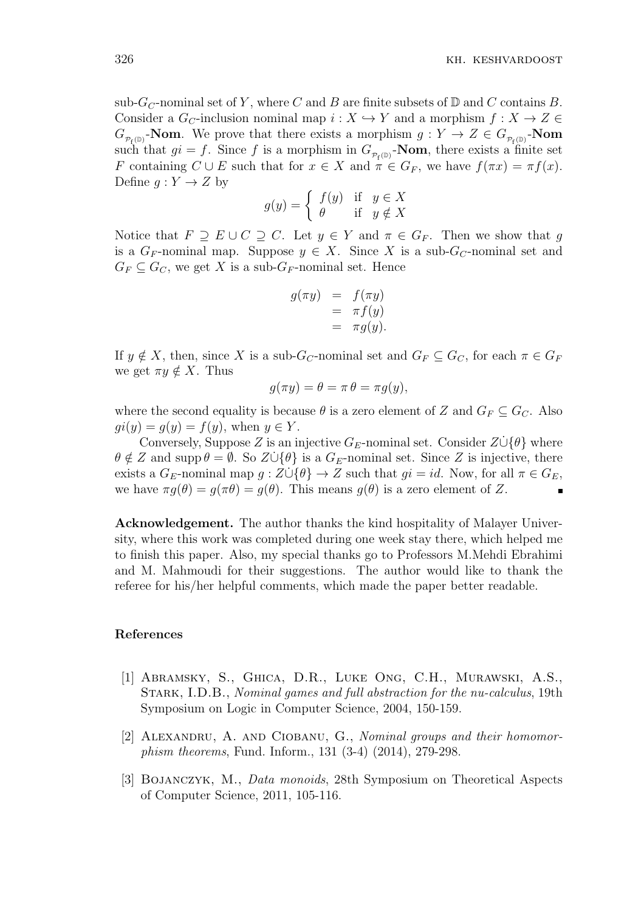sub-$G_C$-nominal set of $Y$, where $C$ and $B$ are finite subsets of $\mathbb{D}$ and $C$ contains $B$. Consider a $G_C$-inclusion nominal map $i : X \hookrightarrow Y$ and a morphism $f : X \to Z \in G_{\mathcal{P}_{\mathrm{f}}(\mathbb{D})}$-**Nom**. We prove that there exists a morphism $g : Y \to Z \in G_{\mathcal{P}_{\mathrm{f}}(\mathbb{D})}$-**Nom** such that $gi = f$. Since $f$ is a morphism in $G_{\mathcal{P}_{\mathrm{f}}(\mathbb{D})}$-**Nom**, there exists a finite set $F$ containing $C \cup E$ such that for $x \in X$ and $\pi \in G_F$, we have $f(\pi x) = \pi f(x)$. Define $g : Y \to Z$ by

$$g(y) = \begin{cases} f(y) & \text{if } \ y \in X \\ \theta & \text{if } \ y \notin X \end{cases}$$

Notice that $F \supseteq E \cup C \supseteq C$. Let $y \in Y$ and $\pi \in G_F$. Then we show that $g$ is a $G_F$-nominal map. Suppose $y \in X$. Since $X$ is a sub-$G_C$-nominal set and $G_F \subseteq G_C$, we get $X$ is a sub-$G_F$-nominal set. Hence

$$\begin{aligned} g(\pi y) &= f(\pi y) \\ &= \pi f(y) \\ &= \pi g(y). \end{aligned}$$

If $y \notin X$, then, since $X$ is a sub-$G_C$-nominal set and $G_F \subseteq G_C$, for each $\pi \in G_F$ we get $\pi y \notin X$. Thus

$$g(\pi y) = \theta = \pi\,\theta = \pi g(y),$$

where the second equality is because $\theta$ is a zero element of $Z$ and $G_F \subseteq G_C$. Also $gi(y) = g(y) = f(y)$, when $y \in Y$.

Conversely, Suppose $Z$ is an injective $G_E$-nominal set. Consider $Z\dot{\cup}\{\theta\}$ where $\theta \notin Z$ and $\operatorname{supp}\theta = \emptyset$. So $Z\dot{\cup}\{\theta\}$ is a $G_E$-nominal set. Since $Z$ is injective, there exists a $G_E$-nominal map $g : Z\dot{\cup}\{\theta\} \to Z$ such that $gi = id$. Now, for all $\pi \in G_E$, we have $\pi g(\theta) = g(\pi\theta) = g(\theta)$. This means $g(\theta)$ is a zero element of $Z$. ∎

**Acknowledgement.** The author thanks the kind hospitality of Malayer University, where this work was completed during one week stay there, which helped me to finish this paper. Also, my special thanks go to Professors M.Mehdi Ebrahimi and M. Mahmoudi for their suggestions. The author would like to thank the referee for his/her helpful comments, which made the paper better readable.

## References

[1] Abramsky, S., Ghica, D.R., Luke Ong, C.H., Murawski, A.S., Stark, I.D.B., *Nominal games and full abstraction for the nu-calculus*, 19th Symposium on Logic in Computer Science, 2004, 150-159.

[2] Alexandru, A. and Ciobanu, G., *Nominal groups and their homomorphism theorems*, Fund. Inform., 131 (3-4) (2014), 279-298.

[3] Bojanczyk, M., *Data monoids*, 28th Symposium on Theoretical Aspects of Computer Science, 2011, 105-116.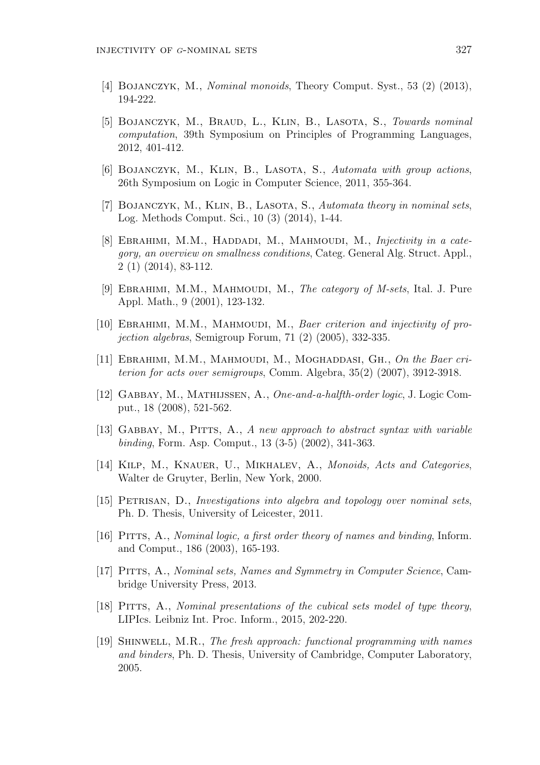[4] Bojanczyk, M., *Nominal monoids*, Theory Comput. Syst., 53 (2) (2013), 194-222.

[5] Bojanczyk, M., Braud, L., Klin, B., Lasota, S., *Towards nominal computation*, 39th Symposium on Principles of Programming Languages, 2012, 401-412.

[6] Bojanczyk, M., Klin, B., Lasota, S., *Automata with group actions*, 26th Symposium on Logic in Computer Science, 2011, 355-364.

[7] Bojanczyk, M., Klin, B., Lasota, S., *Automata theory in nominal sets*, Log. Methods Comput. Sci., 10 (3) (2014), 1-44.

[8] Ebrahimi, M.M., Haddadi, M., Mahmoudi, M., *Injectivity in a category, an overview on smallness conditions*, Categ. General Alg. Struct. Appl., 2 (1) (2014), 83-112.

[9] Ebrahimi, M.M., Mahmoudi, M., *The category of M-sets*, Ital. J. Pure Appl. Math., 9 (2001), 123-132.

[10] Ebrahimi, M.M., Mahmoudi, M., *Baer criterion and injectivity of projection algebras*, Semigroup Forum, 71 (2) (2005), 332-335.

[11] Ebrahimi, M.M., Mahmoudi, M., Moghaddasi, Gh., *On the Baer criterion for acts over semigroups*, Comm. Algebra, 35(2) (2007), 3912-3918.

[12] Gabbay, M., Mathijssen, A., *One-and-a-halfth-order logic*, J. Logic Comput., 18 (2008), 521-562.

[13] Gabbay, M., Pitts, A., *A new approach to abstract syntax with variable binding*, Form. Asp. Comput., 13 (3-5) (2002), 341-363.

[14] Kilp, M., Knauer, U., Mikhalev, A., *Monoids, Acts and Categories*, Walter de Gruyter, Berlin, New York, 2000.

[15] Petrisan, D., *Investigations into algebra and topology over nominal sets*, Ph. D. Thesis, University of Leicester, 2011.

[16] Pitts, A., *Nominal logic, a first order theory of names and binding*, Inform. and Comput., 186 (2003), 165-193.

[17] Pitts, A., *Nominal sets, Names and Symmetry in Computer Science*, Cambridge University Press, 2013.

[18] Pitts, A., *Nominal presentations of the cubical sets model of type theory*, LIPIcs. Leibniz Int. Proc. Inform., 2015, 202-220.

[19] Shinwell, M.R., *The fresh approach: functional programming with names and binders*, Ph. D. Thesis, University of Cambridge, Computer Laboratory, 2005.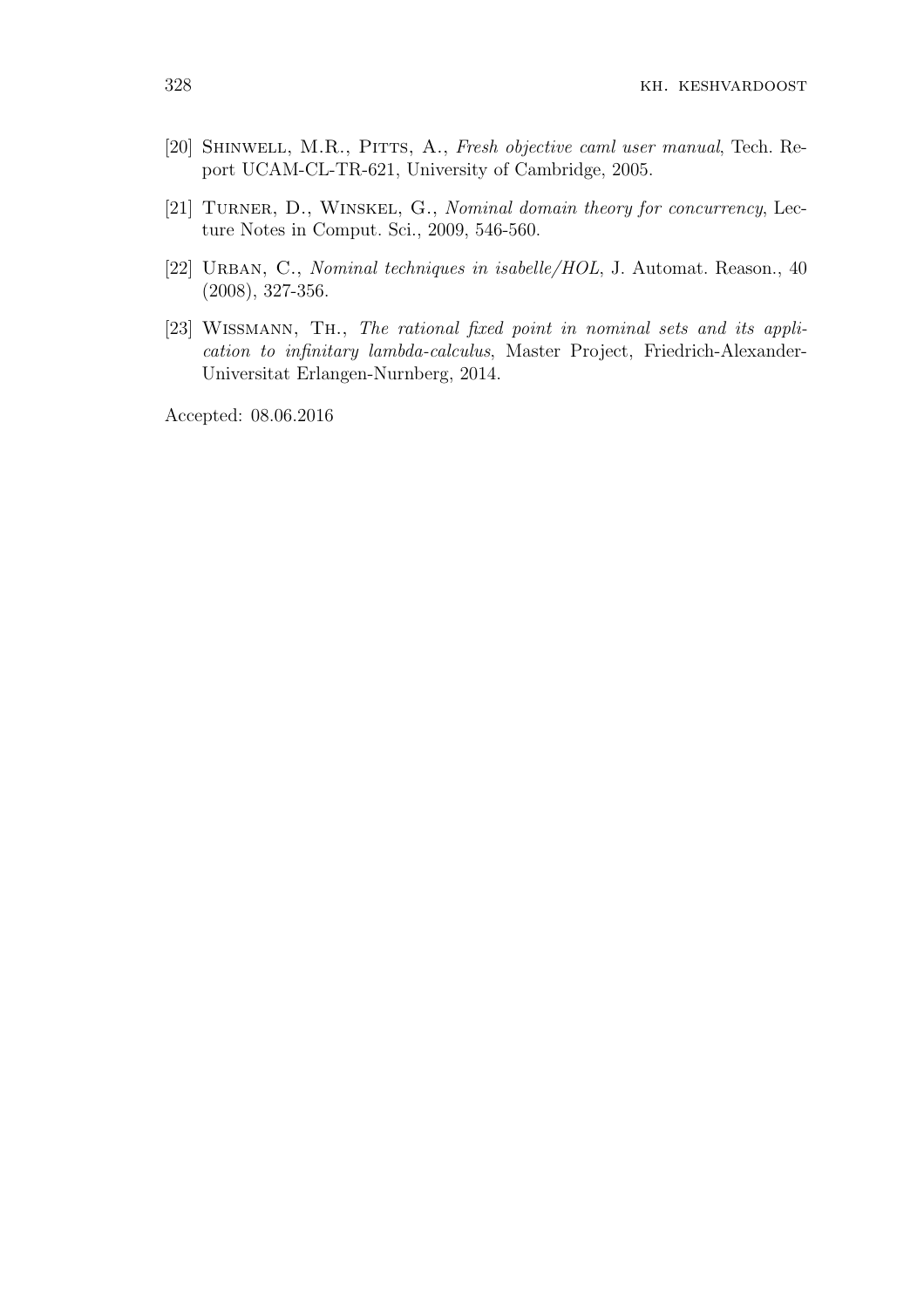[20] Shinwell, M.R., Pitts, A., *Fresh objective caml user manual*, Tech. Report UCAM-CL-TR-621, University of Cambridge, 2005.

[21] Turner, D., Winskel, G., *Nominal domain theory for concurrency*, Lecture Notes in Comput. Sci., 2009, 546-560.

[22] Urban, C., *Nominal techniques in isabelle/HOL*, J. Automat. Reason., 40 (2008), 327-356.

[23] Wissmann, Th., *The rational fixed point in nominal sets and its application to infinitary lambda-calculus*, Master Project, Friedrich-Alexander-Universitat Erlangen-Nurnberg, 2014.

Accepted: 08.06.2016